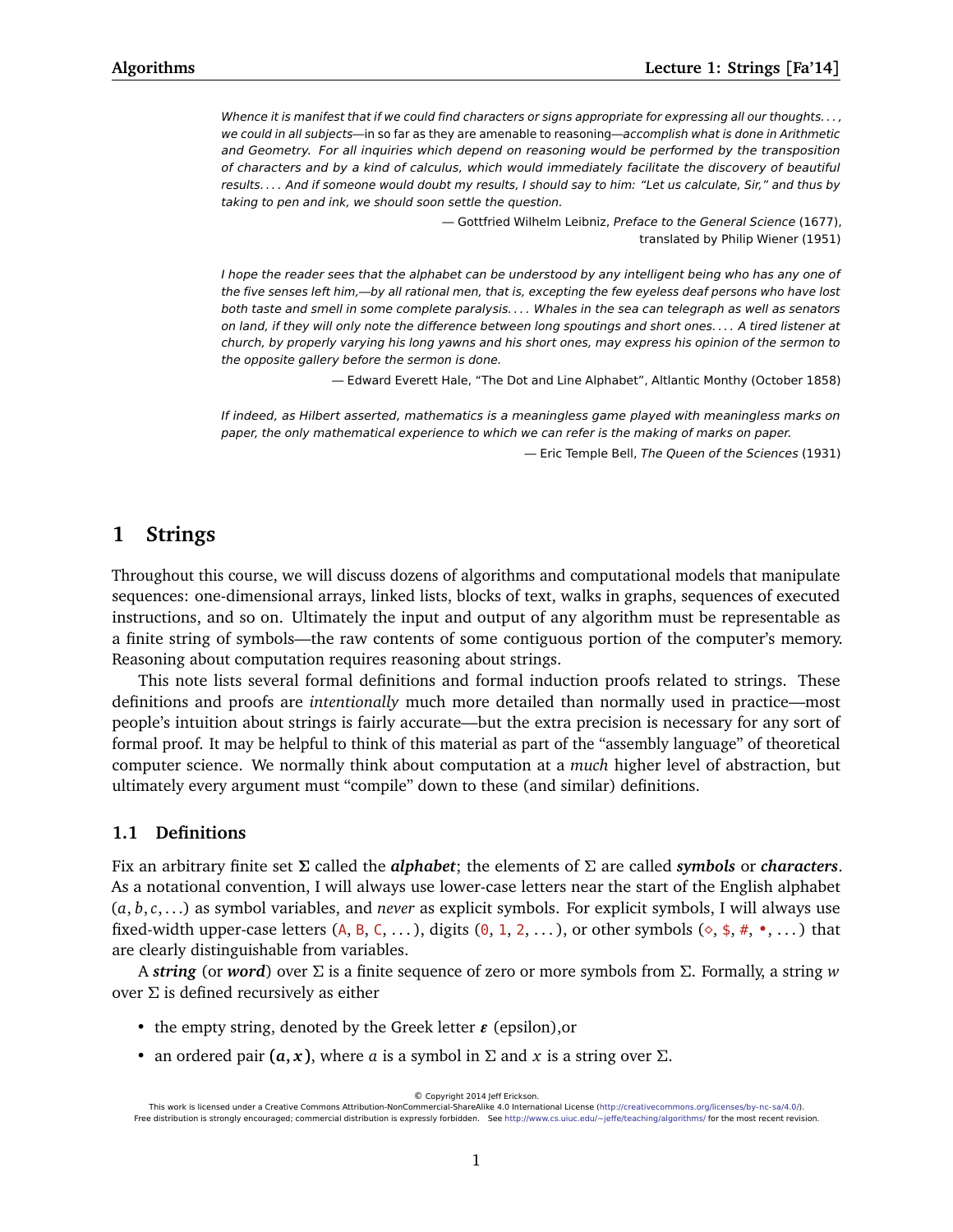*Whence it is manifest that if we could find characters or signs appropriate for expressing all our thoughts. . . , we could in all subjects*—in so far as they are amenable to reasoning—*accomplish what is done in Arithmetic and Geometry. For all inquiries which depend on reasoning would be performed by the transposition of characters and by a kind of calculus, which would immediately facilitate the discovery of beautiful results. . . . And if someone would doubt my results, I should say to him: "Let us calculate, Sir," and thus by taking to pen and ink, we should soon settle the question.*

— Gottfried Wilhelm Leibniz, *Preface to the General Science* (1677), translated by Philip Wiener (1951)

*I hope the reader sees that the alphabet can be understood by any intelligent being who has any one of the five senses left him,—by all rational men, that is, excepting the few eyeless deaf persons who have lost both taste and smell in some complete paralysis. . . . Whales in the sea can telegraph as well as senators on land, if they will only note the difference between long spoutings and short ones. . . . A tired listener at church, by properly varying his long yawns and his short ones, may express his opinion of the sermon to the opposite gallery before the sermon is done.*

— Edward Everett Hale, "The Dot and Line Alphabet", Altlantic Monthy (October 1858)

*If indeed, as Hilbert asserted, mathematics is a meaningless game played with meaningless marks on paper, the only mathematical experience to which we can refer is the making of marks on paper.*

— Eric Temple Bell, *The Queen of the Sciences* (1931)

# 1 Strings

Throughout this course, we will discuss dozens of algorithms and computational models that manipulate sequences: one-dimensional arrays, linked lists, blocks of text, walks in graphs, sequences of executed instructions, and so on. Ultimately the input and output of any algorithm must be representable as a finite string of symbols—the raw contents of some contiguous portion of the computer's memory. Reasoning about computation requires reasoning about strings.

This note lists several formal definitions and formal induction proofs related to strings. These definitions and proofs are *intentionally* much more detailed than normally used in practice—most people's intuition about strings is fairly accurate—but the extra precision is necessary for any sort of formal proof. It may be helpful to think of this material as part of the "assembly language" of theoretical computer science. We normally think about computation at a *much* higher level of abstraction, but ultimately every argument must "compile" down to these (and similar) definitions.

## 1.1 Definitions

Fix an arbitrary finite set $\Sigma$ called the ***alphabet***; the elements of $\Sigma$ are called ***symbols*** or ***characters***. As a notational convention, I will always use lower-case letters near the start of the English alphabet ($a, b, c, \ldots$) as symbol variables, and *never* as explicit symbols. For explicit symbols, I will always use fixed-width upper-case letters (`A`, `B`, `C`, . . . ), digits (`0`, `1`, `2`, . . . ), or other symbols (◇, `$`, `#`, •, . . . ) that are clearly distinguishable from variables.

A ***string*** (or ***word***) over $\Sigma$ is a finite sequence of zero or more symbols from $\Sigma$. Formally, a string $w$ over $\Sigma$ is defined recursively as either

- the empty string, denoted by the Greek letter $\boldsymbol{\varepsilon}$ (epsilon),or
- an ordered pair $\boldsymbol{(a, x)}$, where $a$ is a symbol in $\Sigma$ and $x$ is a string over $\Sigma$.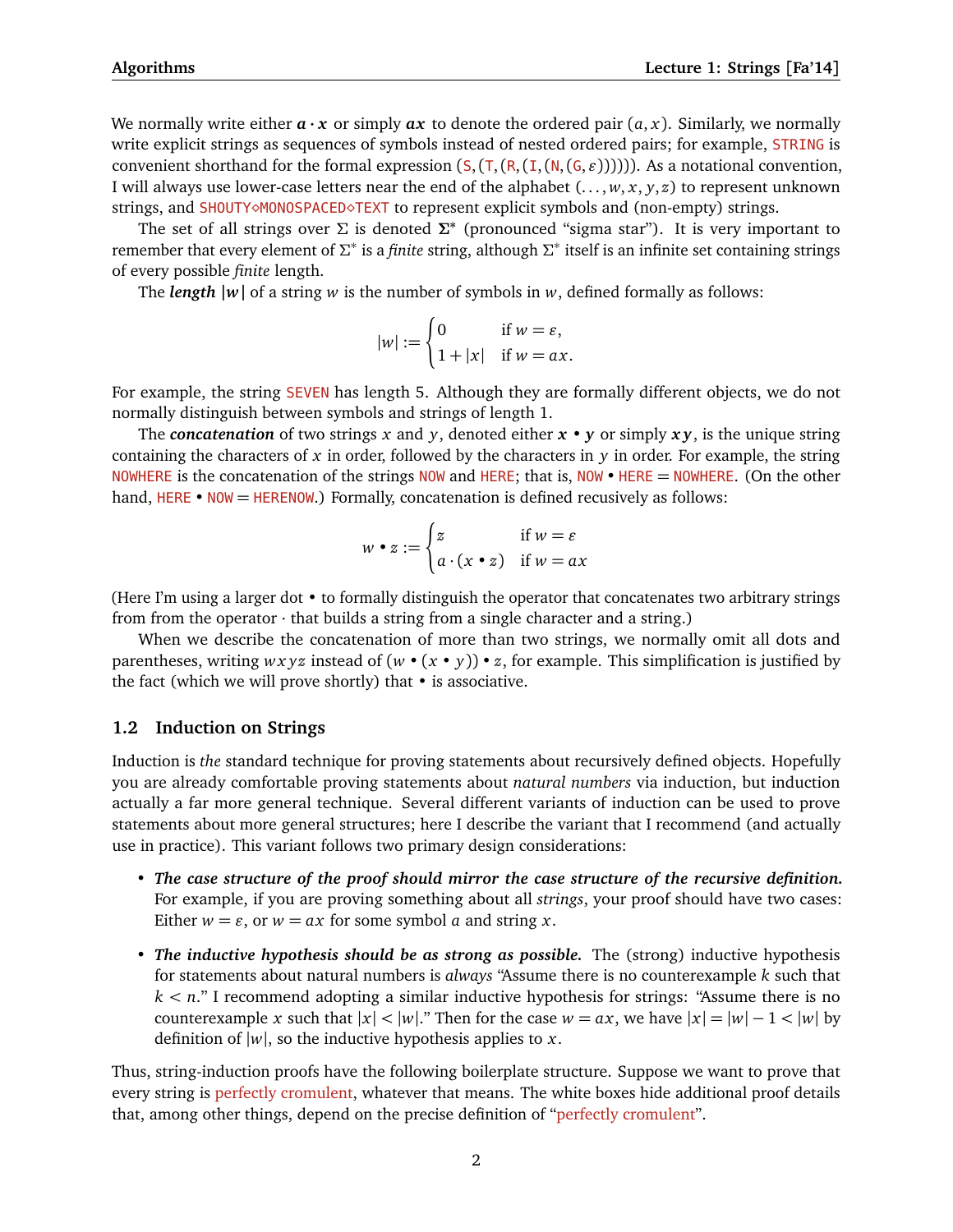We normally write either $\boldsymbol{a \cdot x}$ or simply $\boldsymbol{ax}$ to denote the ordered pair $(a, x)$. Similarly, we normally write explicit strings as sequences of symbols instead of nested ordered pairs; for example, `STRING` is convenient shorthand for the formal expression $(\texttt{S}, (\texttt{T}, (\texttt{R}, (\texttt{I}, (\texttt{N}, (\texttt{G}, \varepsilon))))))$. As a notational convention, I will always use lower-case letters near the end of the alphabet $(\ldots, w, x, y, z)$ to represent unknown strings, and `SHOUTY◇MONOSPACED◇TEXT` to represent explicit symbols and (non-empty) strings.

The set of all strings over $\Sigma$ is denoted $\boldsymbol{\Sigma^*}$ (pronounced "sigma star"). It is very important to remember that every element of $\Sigma^*$ is a *finite* string, although $\Sigma^*$ itself is an infinite set containing strings of every possible *finite* length.

The ***length*** $\boldsymbol{|w|}$ of a string $w$ is the number of symbols in $w$, defined formally as follows:

$$|w| := \begin{cases} 0 & \text{if } w = \varepsilon, \\ 1 + |x| & \text{if } w = ax. \end{cases}$$

For example, the string `SEVEN` has length 5. Although they are formally different objects, we do not normally distinguish between symbols and strings of length 1.

The ***concatenation*** of two strings $x$ and $y$, denoted either $\boldsymbol{x \bullet y}$ or simply $\boldsymbol{xy}$, is the unique string containing the characters of $x$ in order, followed by the characters in $y$ in order. For example, the string `NOWHERE` is the concatenation of the strings `NOW` and `HERE`; that is, `NOW` • `HERE` = `NOWHERE`. (On the other hand, `HERE` • `NOW` = `HERENOW`.) Formally, concatenation is defined recusively as follows:

$$w \bullet z := \begin{cases} z & \text{if } w = \varepsilon \\ a \cdot (x \bullet z) & \text{if } w = ax \end{cases}$$

(Here I'm using a larger dot • to formally distinguish the operator that concatenates two arbitrary strings from from the operator · that builds a string from a single character and a string.)

When we describe the concatenation of more than two strings, we normally omit all dots and parentheses, writing $wxyz$ instead of $(w \bullet (x \bullet y)) \bullet z$, for example. This simplification is justified by the fact (which we will prove shortly) that • is associative.

## 1.2 Induction on Strings

Induction is *the* standard technique for proving statements about recursively defined objects. Hopefully you are already comfortable proving statements about *natural numbers* via induction, but induction actually a far more general technique. Several different variants of induction can be used to prove statements about more general structures; here I describe the variant that I recommend (and actually use in practice). This variant follows two primary design considerations:

- ***The case structure of the proof should mirror the case structure of the recursive definition.*** For example, if you are proving something about all *strings*, your proof should have two cases: Either $w = \varepsilon$, or $w = ax$ for some symbol $a$ and string $x$.
- ***The inductive hypothesis should be as strong as possible.*** The (strong) inductive hypothesis for statements about natural numbers is *always* "Assume there is no counterexample $k$ such that $k < n$." I recommend adopting a similar inductive hypothesis for strings: "Assume there is no counterexample $x$ such that $|x| < |w|$." Then for the case $w = ax$, we have $|x| = |w| - 1 < |w|$ by definition of $|w|$, so the inductive hypothesis applies to $x$.

Thus, string-induction proofs have the following boilerplate structure. Suppose we want to prove that every string is perfectly cromulent, whatever that means. The white boxes hide additional proof details that, among other things, depend on the precise definition of "perfectly cromulent".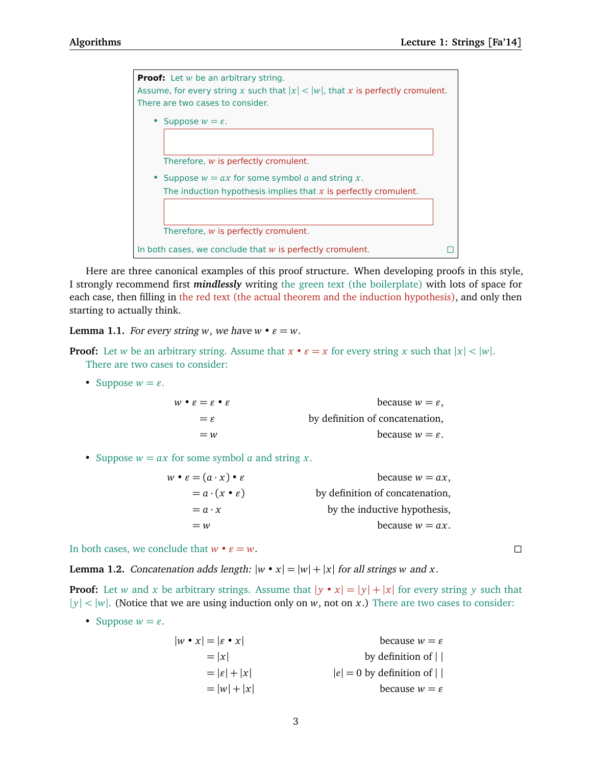> **Proof:** Let $w$ be an arbitrary string.
> Assume, for every string $x$ such that $|x| < |w|$, that $x$ is perfectly cromulent.
> There are two cases to consider.
>
> - Suppose $w = \varepsilon$.
>
>   [ ]
>
>   Therefore, $w$ is perfectly cromulent.
>
> - Suppose $w = ax$ for some symbol $a$ and string $x$.
>   The induction hypothesis implies that $x$ is perfectly cromulent.
>
>   [ ]
>
>   Therefore, $w$ is perfectly cromulent.
>
> In both cases, we conclude that $w$ is perfectly cromulent. □

Here are three canonical examples of this proof structure. When developing proofs in this style, I strongly recommend first ***mindlessly*** writing the green text (the boilerplate) with lots of space for each case, then filling in the red text (the actual theorem and the induction hypothesis), and only then starting to actually think.

**Lemma 1.1.** *For every string $w$, we have $w \bullet \varepsilon = w$.*

**Proof:** Let $w$ be an arbitrary string. Assume that $x \bullet \varepsilon = x$ for every string $x$ such that $|x| < |w|$. There are two cases to consider:

- Suppose $w = \varepsilon$.

$$\begin{aligned} w \bullet \varepsilon &= \varepsilon \bullet \varepsilon && \text{because } w = \varepsilon, \\ &= \varepsilon && \text{by definition of concatenation,} \\ &= w && \text{because } w = \varepsilon. \end{aligned}$$

- Suppose $w = ax$ for some symbol $a$ and string $x$.

$$\begin{aligned} w \bullet \varepsilon &= (a \cdot x) \bullet \varepsilon && \text{because } w = ax, \\ &= a \cdot (x \bullet \varepsilon) && \text{by definition of concatenation,} \\ &= a \cdot x && \text{by the inductive hypothesis,} \\ &= w && \text{because } w = ax. \end{aligned}$$

In both cases, we conclude that $w \bullet \varepsilon = w$. □

**Lemma 1.2.** *Concatenation adds length: $|w \bullet x| = |w| + |x|$ for all strings $w$ and $x$.*

**Proof:** Let $w$ and $x$ be arbitrary strings. Assume that $|y \bullet x| = |y| + |x|$ for every string $y$ such that $|y| < |w|$. (Notice that we are using induction only on $w$, not on $x$.) There are two cases to consider:

- Suppose $w = \varepsilon$.

$$\begin{aligned} |w \bullet x| &= |\varepsilon \bullet x| && \text{because } w = \varepsilon \\ &= |x| && \text{by definition of } |\;| \\ &= |\varepsilon| + |x| && |e| = 0 \text{ by definition of } |\;| \\ &= |w| + |x| && \text{because } w = \varepsilon \end{aligned}$$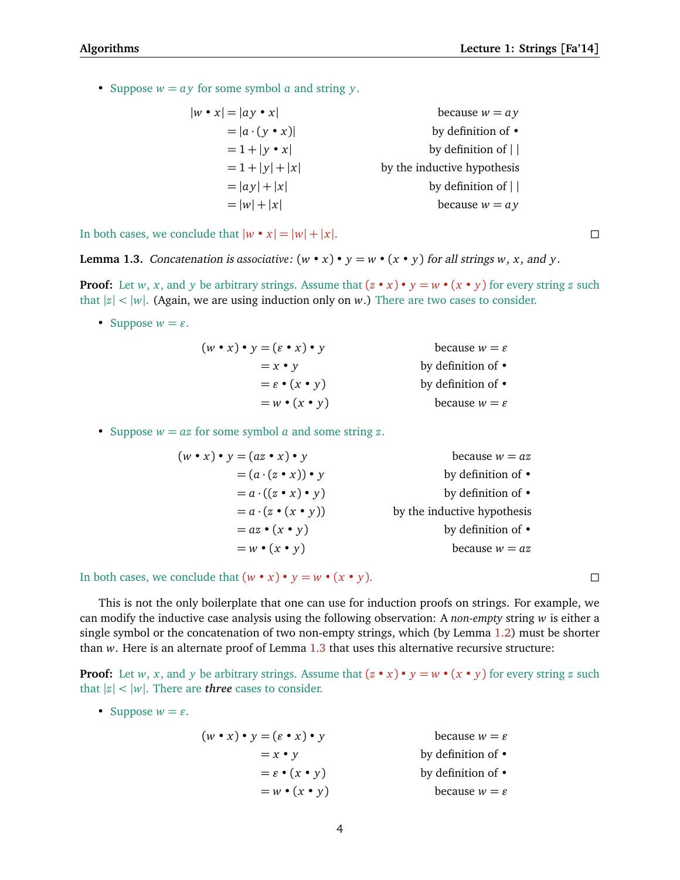- Suppose $w = ay$ for some symbol $a$ and string $y$.

$$
\begin{aligned}
|w \bullet x| &= |ay \bullet x| && \text{because } w = ay \\
&= |a \cdot (y \bullet x)| && \text{by definition of } \bullet \\
&= 1 + |y \bullet x| && \text{by definition of } |\,| \\
&= 1 + |y| + |x| && \text{by the inductive hypothesis} \\
&= |ay| + |x| && \text{by definition of } |\,| \\
&= |w| + |x| && \text{because } w = ay
\end{aligned}
$$

In both cases, we conclude that $|w \bullet x| = |w| + |x|$. □

**Lemma 1.3.** *Concatenation is associative:* $(w \bullet x) \bullet y = w \bullet (x \bullet y)$ *for all strings* $w$, $x$, *and* $y$.

**Proof:** Let $w$, $x$, and $y$ be arbitrary strings. Assume that $(z \bullet x) \bullet y = w \bullet (x \bullet y)$ for every string $z$ such that $|z| < |w|$. (Again, we are using induction only on $w$.) There are two cases to consider.

- Suppose $w = \varepsilon$.

$$
\begin{aligned}
(w \bullet x) \bullet y &= (\varepsilon \bullet x) \bullet y && \text{because } w = \varepsilon \\
&= x \bullet y && \text{by definition of } \bullet \\
&= \varepsilon \bullet (x \bullet y) && \text{by definition of } \bullet \\
&= w \bullet (x \bullet y) && \text{because } w = \varepsilon
\end{aligned}
$$

- Suppose $w = az$ for some symbol $a$ and some string $z$.

$$
\begin{aligned}
(w \bullet x) \bullet y &= (az \bullet x) \bullet y && \text{because } w = az \\
&= (a \cdot (z \bullet x)) \bullet y && \text{by definition of } \bullet \\
&= a \cdot ((z \bullet x) \bullet y) && \text{by definition of } \bullet \\
&= a \cdot (z \bullet (x \bullet y)) && \text{by the inductive hypothesis} \\
&= az \bullet (x \bullet y) && \text{by definition of } \bullet \\
&= w \bullet (x \bullet y) && \text{because } w = az
\end{aligned}
$$

In both cases, we conclude that $(w \bullet x) \bullet y = w \bullet (x \bullet y)$. □

This is not the only boilerplate that one can use for induction proofs on strings. For example, we can modify the inductive case analysis using the following observation: A *non-empty* string $w$ is either a single symbol or the concatenation of two non-empty strings, which (by Lemma 1.2) must be shorter than $w$. Here is an alternate proof of Lemma 1.3 that uses this alternative recursive structure:

**Proof:** Let $w$, $x$, and $y$ be arbitrary strings. Assume that $(z \bullet x) \bullet y = w \bullet (x \bullet y)$ for every string $z$ such that $|z| < |w|$. There are ***three*** cases to consider.

- Suppose $w = \varepsilon$.

$$
\begin{aligned}
(w \bullet x) \bullet y &= (\varepsilon \bullet x) \bullet y && \text{because } w = \varepsilon \\
&= x \bullet y && \text{by definition of } \bullet \\
&= \varepsilon \bullet (x \bullet y) && \text{by definition of } \bullet \\
&= w \bullet (x \bullet y) && \text{because } w = \varepsilon
\end{aligned}
$$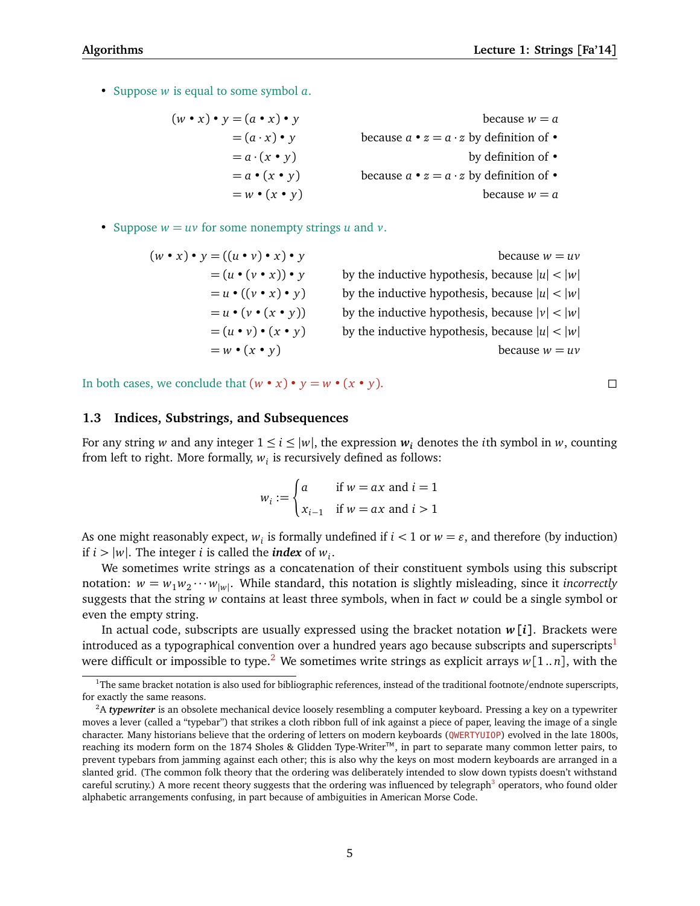- Suppose $w$ is equal to some symbol $a$.

$$
\begin{aligned}
(w \bullet x) \bullet y &= (a \bullet x) \bullet y && \text{because } w = a \\
&= (a \cdot x) \bullet y && \text{because } a \bullet z = a \cdot z \text{ by definition of } \bullet \\
&= a \cdot (x \bullet y) && \text{by definition of } \bullet \\
&= a \bullet (x \bullet y) && \text{because } a \bullet z = a \cdot z \text{ by definition of } \bullet \\
&= w \bullet (x \bullet y) && \text{because } w = a
\end{aligned}
$$

- Suppose $w = uv$ for some nonempty strings $u$ and $v$.

$$
\begin{aligned}
(w \bullet x) \bullet y &= ((u \bullet v) \bullet x) \bullet y && \text{because } w = uv \\
&= (u \bullet (v \bullet x)) \bullet y && \text{by the inductive hypothesis, because } |u| < |w| \\
&= u \bullet ((v \bullet x) \bullet y) && \text{by the inductive hypothesis, because } |u| < |w| \\
&= u \bullet (v \bullet (x \bullet y)) && \text{by the inductive hypothesis, because } |v| < |w| \\
&= (u \bullet v) \bullet (x \bullet y) && \text{by the inductive hypothesis, because } |u| < |w| \\
&= w \bullet (x \bullet y) && \text{because } w = uv
\end{aligned}
$$

In both cases, we conclude that $(w \bullet x) \bullet y = w \bullet (x \bullet y)$. □

### 1.3 Indices, Substrings, and Subsequences

For any string $w$ and any integer $1 \le i \le |w|$, the expression $\boldsymbol{w_i}$ denotes the $i$th symbol in $w$, counting from left to right. More formally, $w_i$ is recursively defined as follows:

$$
w_i := \begin{cases} a & \text{if } w = ax \text{ and } i = 1 \\ x_{i-1} & \text{if } w = ax \text{ and } i > 1 \end{cases}
$$

As one might reasonably expect, $w_i$ is formally undefined if $i < 1$ or $w = \varepsilon$, and therefore (by induction) if $i > |w|$. The integer $i$ is called the ***index*** of $w_i$.

We sometimes write strings as a concatenation of their constituent symbols using this subscript notation: $w = w_1 w_2 \cdots w_{|w|}$. While standard, this notation is slightly misleading, since it *incorrectly* suggests that the string $w$ contains at least three symbols, when in fact $w$ could be a single symbol or even the empty string.

In actual code, subscripts are usually expressed using the bracket notation $\boldsymbol{w[i]}$. Brackets were introduced as a typographical convention over a hundred years ago because subscripts and superscripts[1] were difficult or impossible to type.[2] We sometimes write strings as explicit arrays $w[1..n]$, with the

---

[1]The same bracket notation is also used for bibliographic references, instead of the traditional footnote/endnote superscripts, for exactly the same reasons.

[2]A ***typewriter*** is an obsolete mechanical device loosely resembling a computer keyboard. Pressing a key on a typewriter moves a lever (called a "typebar") that strikes a cloth ribbon full of ink against a piece of paper, leaving the image of a single character. Many historians believe that the ordering of letters on modern keyboards (`QWERTYUIOP`) evolved in the late 1800s, reaching its modern form on the 1874 Sholes & Glidden Type-Writer™, in part to separate many common letter pairs, to prevent typebars from jamming against each other; this is also why the keys on most modern keyboards are arranged in a slanted grid. (The common folk theory that the ordering was deliberately intended to slow down typists doesn't withstand careful scrutiny.) A more recent theory suggests that the ordering was influenced by telegraph[3] operators, who found older alphabetic arrangements confusing, in part because of ambiguities in American Morse Code.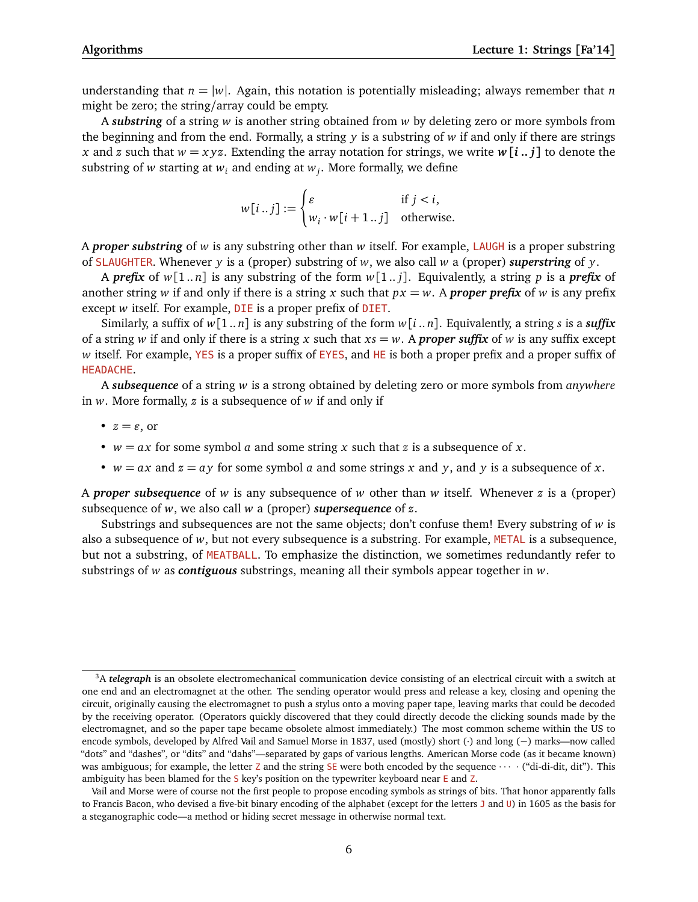understanding that $n = |w|$. Again, this notation is potentially misleading; always remember that $n$ might be zero; the string/array could be empty.

A ***substring*** of a string $w$ is another string obtained from $w$ by deleting zero or more symbols from the beginning and from the end. Formally, a string $y$ is a substring of $w$ if and only if there are strings $x$ and $z$ such that $w = xyz$. Extending the array notation for strings, we write $\boldsymbol{w[i\,..\,j]}$ to denote the substring of $w$ starting at $w_i$ and ending at $w_j$. More formally, we define

$$w[i\,..\,j] := \begin{cases} \varepsilon & \text{if } j < i, \\ w_i \cdot w[i+1\,..\,j] & \text{otherwise.} \end{cases}$$

A ***proper substring*** of $w$ is any substring other than $w$ itself. For example, LAUGH is a proper substring of SLAUGHTER. Whenever $y$ is a (proper) substring of $w$, we also call $w$ a (proper) ***superstring*** of $y$.

A ***prefix*** of $w[1\,..\,n]$ is any substring of the form $w[1\,..\,j]$. Equivalently, a string $p$ is a ***prefix*** of another string $w$ if and only if there is a string $x$ such that $px = w$. A ***proper prefix*** of $w$ is any prefix except $w$ itself. For example, DIE is a proper prefix of DIET.

Similarly, a suffix of $w[1\,..\,n]$ is any substring of the form $w[i\,..\,n]$. Equivalently, a string $s$ is a ***suffix*** of a string $w$ if and only if there is a string $x$ such that $xs = w$. A ***proper suffix*** of $w$ is any suffix except $w$ itself. For example, YES is a proper suffix of EYES, and HE is both a proper prefix and a proper suffix of HEADACHE.

A ***subsequence*** of a string $w$ is a strong obtained by deleting zero or more symbols from *anywhere* in $w$. More formally, $z$ is a subsequence of $w$ if and only if

- $z = \varepsilon$, or
- $w = ax$ for some symbol $a$ and some string $x$ such that $z$ is a subsequence of $x$.
- $w = ax$ and $z = ay$ for some symbol $a$ and some strings $x$ and $y$, and $y$ is a subsequence of $x$.

A ***proper subsequence*** of $w$ is any subsequence of $w$ other than $w$ itself. Whenever $z$ is a (proper) subsequence of $w$, we also call $w$ a (proper) ***supersequence*** of $z$.

Substrings and subsequences are not the same objects; don't confuse them! Every substring of $w$ is also a subsequence of $w$, but not every subsequence is a substring. For example, METAL is a subsequence, but not a substring, of MEATBALL. To emphasize the distinction, we sometimes redundantly refer to substrings of $w$ as ***contiguous*** substrings, meaning all their symbols appear together in $w$.

---

[3]A ***telegraph*** is an obsolete electromechanical communication device consisting of an electrical circuit with a switch at one end and an electromagnet at the other. The sending operator would press and release a key, closing and opening the circuit, originally causing the electromagnet to push a stylus onto a moving paper tape, leaving marks that could be decoded by the receiving operator. (Operators quickly discovered that they could directly decode the clicking sounds made by the electromagnet, and so the paper tape became obsolete almost immediately.) The most common scheme within the US to encode symbols, developed by Alfred Vail and Samuel Morse in 1837, used (mostly) short (·) and long (−) marks—now called "dots" and "dashes", or "dits" and "dahs"—separated by gaps of various lengths. American Morse code (as it became known) was ambiguous; for example, the letter Z and the string SE were both encoded by the sequence ··· · ("di-di-dit, dit"). This ambiguity has been blamed for the S key's position on the typewriter keyboard near E and Z.

Vail and Morse were of course not the first people to propose encoding symbols as strings of bits. That honor apparently falls to Francis Bacon, who devised a five-bit binary encoding of the alphabet (except for the letters J and U) in 1605 as the basis for a steganographic code—a method or hiding secret message in otherwise normal text.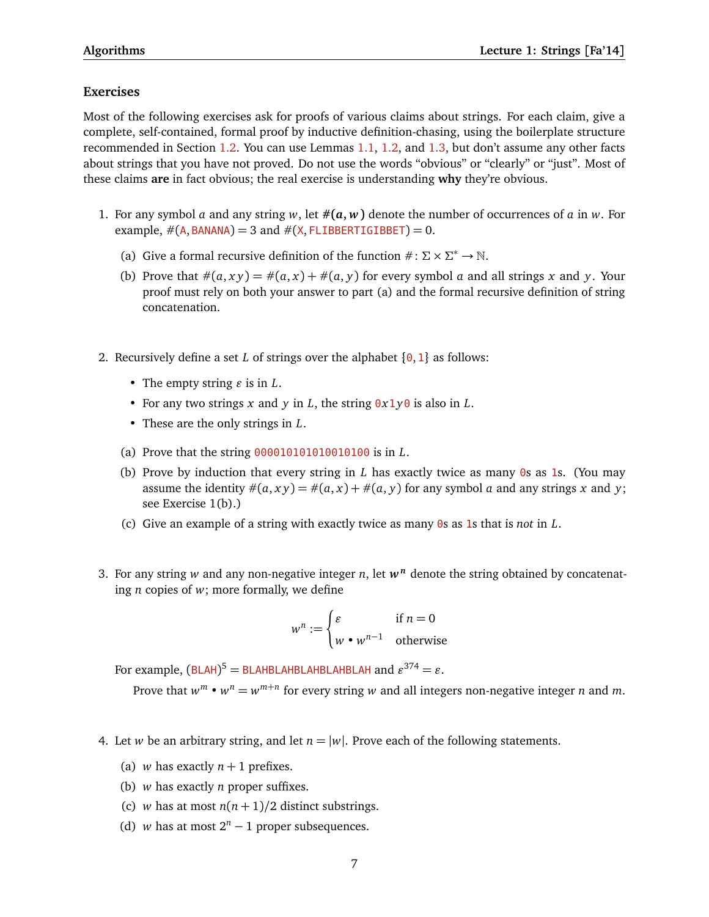## Exercises

Most of the following exercises ask for proofs of various claims about strings. For each claim, give a complete, self-contained, formal proof by inductive definition-chasing, using the boilerplate structure recommended in Section 1.2. You can use Lemmas 1.1, 1.2, and 1.3, but don't assume any other facts about strings that you have not proved. Do not use the words "obvious" or "clearly" or "just". Most of these claims **are** in fact obvious; the real exercise is understanding **why** they're obvious.

1. For any symbol $a$ and any string $w$, let $\#(a,w)$ denote the number of occurrences of $a$ in $w$. For example, $\#(\texttt{A}, \texttt{BANANA}) = 3$ and $\#(\texttt{X}, \texttt{FLIBBERTIGIBBET}) = 0$.

   (a) Give a formal recursive definition of the function $\#\colon \Sigma \times \Sigma^* \to \mathbb{N}$.

   (b) Prove that $\#(a, xy) = \#(a, x) + \#(a, y)$ for every symbol $a$ and all strings $x$ and $y$. Your proof must rely on both your answer to part (a) and the formal recursive definition of string concatenation.

2. Recursively define a set $L$ of strings over the alphabet $\{\texttt{0}, \texttt{1}\}$ as follows:

   - The empty string $\varepsilon$ is in $L$.
   - For any two strings $x$ and $y$ in $L$, the string $\texttt{0}x\texttt{1}y\texttt{0}$ is also in $L$.
   - These are the only strings in $L$.

   (a) Prove that the string `000010101010010100` is in $L$.

   (b) Prove by induction that every string in $L$ has exactly twice as many `0`s as `1`s. (You may assume the identity $\#(a, xy) = \#(a, x) + \#(a, y)$ for any symbol $a$ and any strings $x$ and $y$; see Exercise 1(b).)

   (c) Give an example of a string with exactly twice as many `0`s as `1`s that is *not* in $L$.

3. For any string $w$ and any non-negative integer $n$, let $w^n$ denote the string obtained by concatenating $n$ copies of $w$; more formally, we define

$$w^n := \begin{cases} \varepsilon & \text{if } n = 0 \\ w \bullet w^{n-1} & \text{otherwise} \end{cases}$$

   For example, $(\texttt{BLAH})^5 = \texttt{BLAHBLAHBLAHBLAHBLAH}$ and $\varepsilon^{374} = \varepsilon$.

   Prove that $w^m \bullet w^n = w^{m+n}$ for every string $w$ and all integers non-negative integer $n$ and $m$.

4. Let $w$ be an arbitrary string, and let $n = |w|$. Prove each of the following statements.

   (a) $w$ has exactly $n+1$ prefixes.

   (b) $w$ has exactly $n$ proper suffixes.

   (c) $w$ has at most $n(n+1)/2$ distinct substrings.

   (d) $w$ has at most $2^n - 1$ proper subsequences.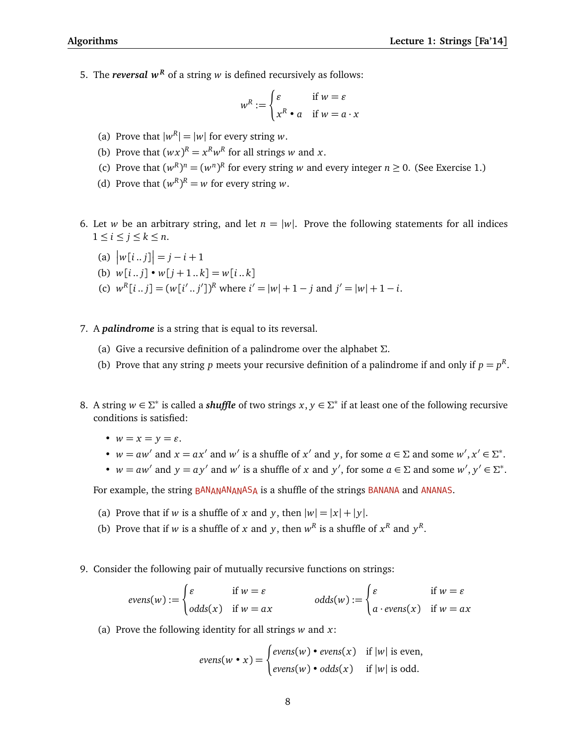5. The ***reversal*** $\boldsymbol{w^R}$ of a string $w$ is defined recursively as follows:

$$w^R := \begin{cases} \varepsilon & \text{if } w = \varepsilon \\ x^R \bullet a & \text{if } w = a \cdot x \end{cases}$$

   (a) Prove that $|w^R| = |w|$ for every string $w$.

   (b) Prove that $(wx)^R = x^R w^R$ for all strings $w$ and $x$.

   (c) Prove that $(w^R)^n = (w^n)^R$ for every string $w$ and every integer $n \geq 0$. (See Exercise 1.)

   (d) Prove that $(w^R)^R = w$ for every string $w$.

6. Let $w$ be an arbitrary string, and let $n = |w|$. Prove the following statements for all indices $1 \leq i \leq j \leq k \leq n$.

   (a) $\big|w[i \mathinner{..} j]\big| = j - i + 1$

   (b) $w[i \mathinner{..} j] \bullet w[j+1 \mathinner{..} k] = w[i \mathinner{..} k]$

   (c) $w^R[i \mathinner{..} j] = (w[i' \mathinner{..} j'])^R$ where $i' = |w| + 1 - j$ and $j' = |w| + 1 - i$.

7. A ***palindrome*** is a string that is equal to its reversal.

   (a) Give a recursive definition of a palindrome over the alphabet $\Sigma$.

   (b) Prove that any string $p$ meets your recursive definition of a palindrome if and only if $p = p^R$.

8. A string $w \in \Sigma^*$ is called a ***shuffle*** of two strings $x, y \in \Sigma^*$ if at least one of the following recursive conditions is satisfied:

   - $w = x = y = \varepsilon$.
   - $w = aw'$ and $x = ax'$ and $w'$ is a shuffle of $x'$ and $y$, for some $a \in \Sigma$ and some $w', x' \in \Sigma^*$.
   - $w = aw'$ and $y = ay'$ and $w'$ is a shuffle of $x$ and $y'$, for some $a \in \Sigma$ and some $w', y' \in \Sigma^*$.

   For example, the string BANANANANASA is a shuffle of the strings BANANA and ANANAS.

   (a) Prove that if $w$ is a shuffle of $x$ and $y$, then $|w| = |x| + |y|$.

   (b) Prove that if $w$ is a shuffle of $x$ and $y$, then $w^R$ is a shuffle of $x^R$ and $y^R$.

9. Consider the following pair of mutually recursive functions on strings:

$$evens(w) := \begin{cases} \varepsilon & \text{if } w = \varepsilon \\ odds(x) & \text{if } w = ax \end{cases} \qquad odds(w) := \begin{cases} \varepsilon & \text{if } w = \varepsilon \\ a \cdot evens(x) & \text{if } w = ax \end{cases}$$

   (a) Prove the following identity for all strings $w$ and $x$:

$$evens(w \bullet x) = \begin{cases} evens(w) \bullet evens(x) & \text{if } |w| \text{ is even,} \\ evens(w) \bullet odds(x) & \text{if } |w| \text{ is odd.} \end{cases}$$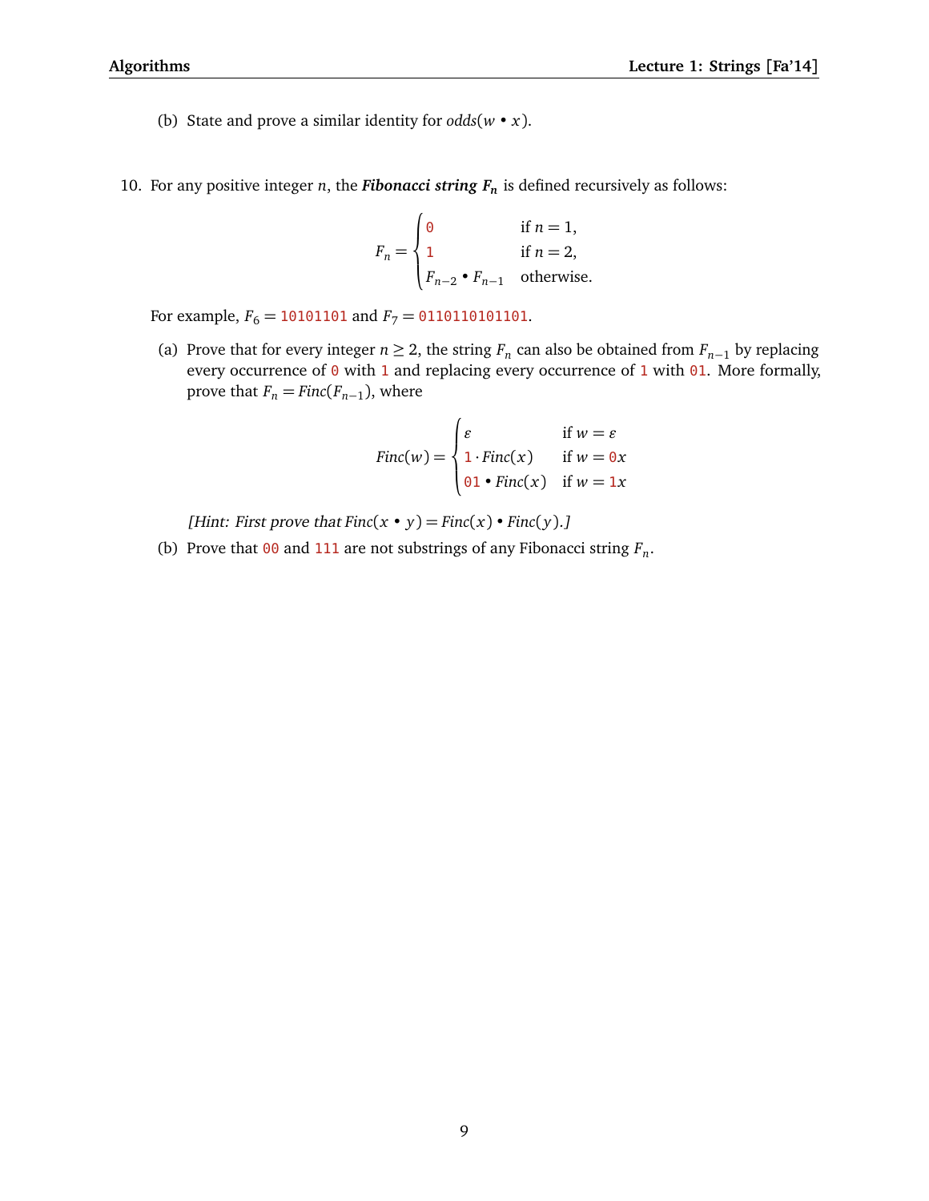(b) State and prove a similar identity for $odds(w \bullet x)$.

10. For any positive integer $n$, the ***Fibonacci string $F_n$*** is defined recursively as follows:

$$F_n = \begin{cases} \texttt{0} & \text{if } n = 1, \\ \texttt{1} & \text{if } n = 2, \\ F_{n-2} \bullet F_{n-1} & \text{otherwise.} \end{cases}$$

For example, $F_6 = \texttt{10101101}$ and $F_7 = \texttt{0110110101101}$.

(a) Prove that for every integer $n \geq 2$, the string $F_n$ can also be obtained from $F_{n-1}$ by replacing every occurrence of `0` with `1` and replacing every occurrence of `1` with `01`. More formally, prove that $F_n = Finc(F_{n-1})$, where

$$Finc(w) = \begin{cases} \varepsilon & \text{if } w = \varepsilon \\ \texttt{1} \cdot Finc(x) & \text{if } w = \texttt{0}x \\ \texttt{01} \bullet Finc(x) & \text{if } w = \texttt{1}x \end{cases}$$

*[Hint: First prove that $Finc(x \bullet y) = Finc(x) \bullet Finc(y)$.]*

(b) Prove that `00` and `111` are not substrings of any Fibonacci string $F_n$.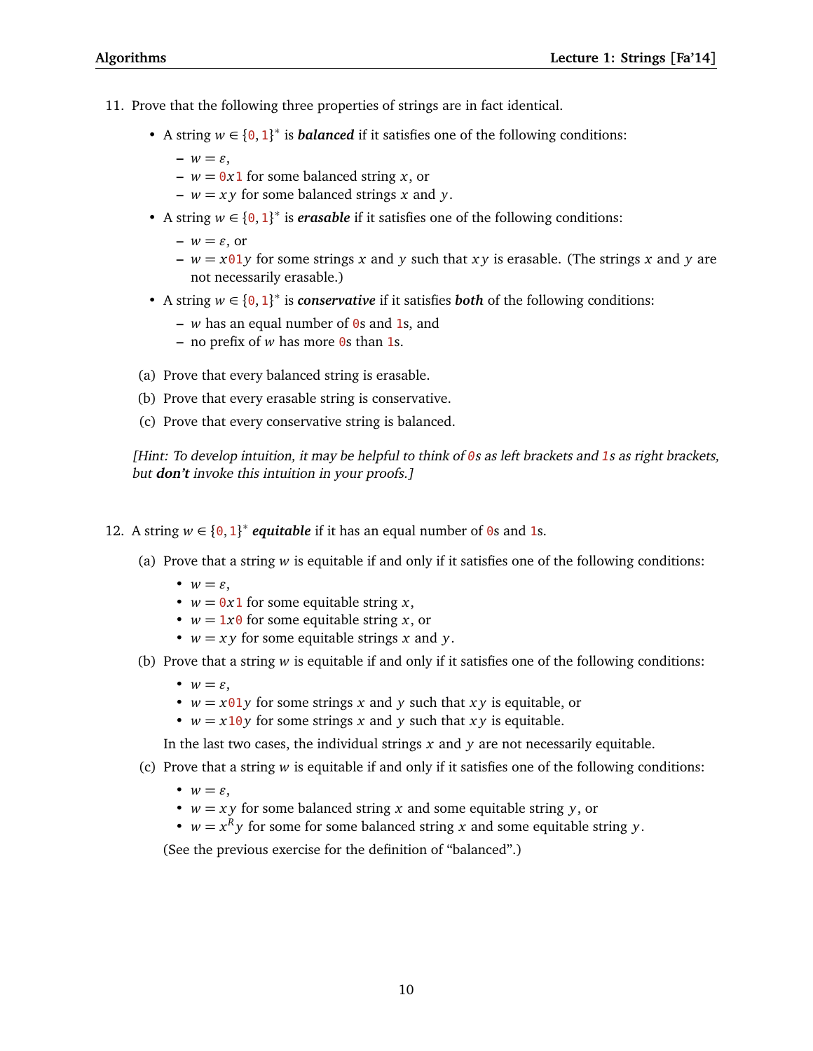11. Prove that the following three properties of strings are in fact identical.

    - A string $w \in \{0, 1\}^*$ is ***balanced*** if it satisfies one of the following conditions:
      - $w = \varepsilon$,
      - $w = 0x1$ for some balanced string $x$, or
      - $w = xy$ for some balanced strings $x$ and $y$.
    - A string $w \in \{0, 1\}^*$ is ***erasable*** if it satisfies one of the following conditions:
      - $w = \varepsilon$, or
      - $w = x01y$ for some strings $x$ and $y$ such that $xy$ is erasable. (The strings $x$ and $y$ are not necessarily erasable.)
    - A string $w \in \{0, 1\}^*$ is ***conservative*** if it satisfies ***both*** of the following conditions:
      - $w$ has an equal number of 0s and 1s, and
      - no prefix of $w$ has more 0s than 1s.

    (a) Prove that every balanced string is erasable.

    (b) Prove that every erasable string is conservative.

    (c) Prove that every conservative string is balanced.

    *[Hint: To develop intuition, it may be helpful to think of 0s as left brackets and 1s as right brackets, but **don't** invoke this intuition in your proofs.]*

12. A string $w \in \{0, 1\}^*$ ***equitable*** if it has an equal number of 0s and 1s.

    (a) Prove that a string $w$ is equitable if and only if it satisfies one of the following conditions:
      - $w = \varepsilon$,
      - $w = 0x1$ for some equitable string $x$,
      - $w = 1x0$ for some equitable string $x$, or
      - $w = xy$ for some equitable strings $x$ and $y$.

    (b) Prove that a string $w$ is equitable if and only if it satisfies one of the following conditions:
      - $w = \varepsilon$,
      - $w = x01y$ for some strings $x$ and $y$ such that $xy$ is equitable, or
      - $w = x10y$ for some strings $x$ and $y$ such that $xy$ is equitable.

      In the last two cases, the individual strings $x$ and $y$ are not necessarily equitable.

    (c) Prove that a string $w$ is equitable if and only if it satisfies one of the following conditions:
      - $w = \varepsilon$,
      - $w = xy$ for some balanced string $x$ and some equitable string $y$, or
      - $w = x^R y$ for some for some balanced string $x$ and some equitable string $y$.

      (See the previous exercise for the definition of "balanced".)